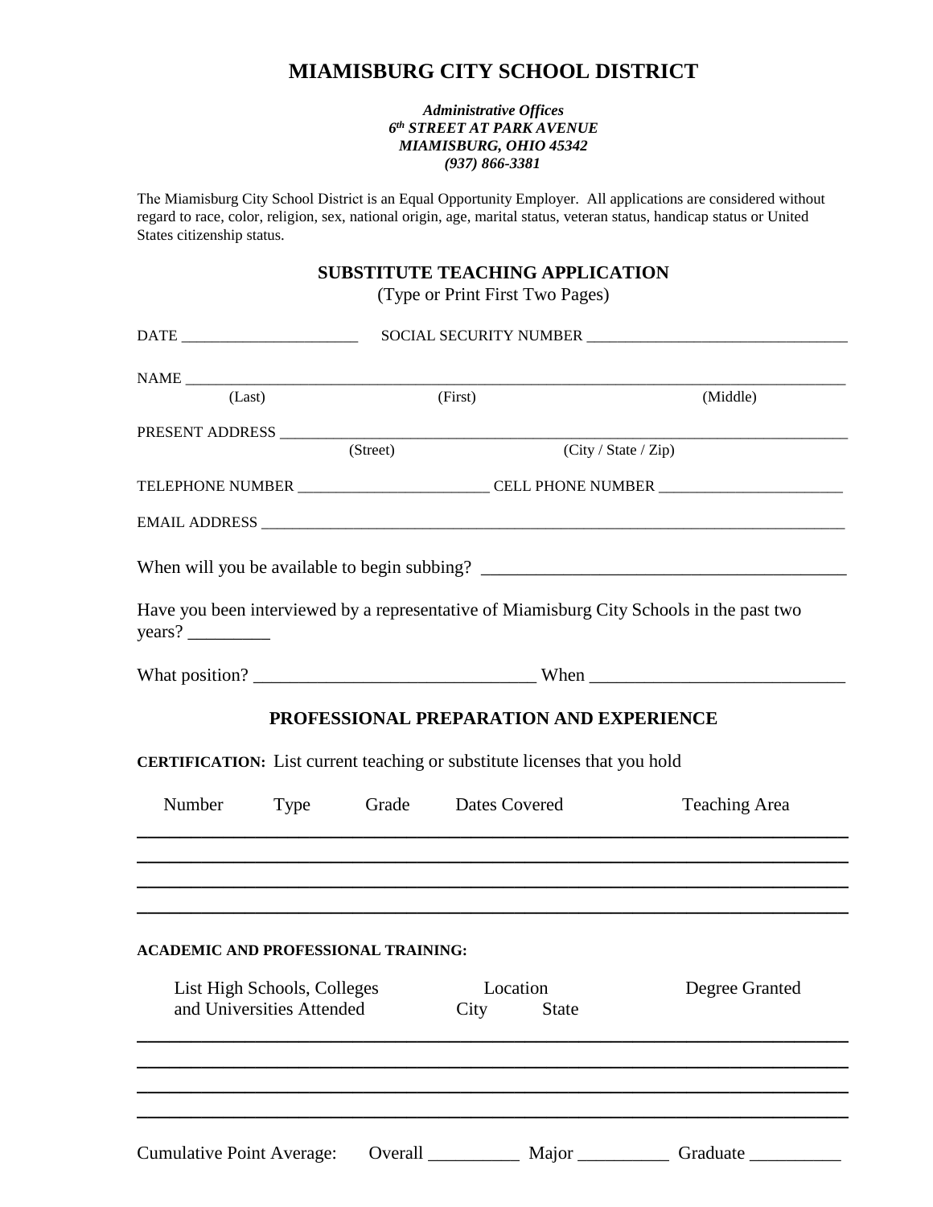# MIAMISBURG CITY SCHOOL DISTRICT

***Administrative Offices***
***6th STREET AT PARK AVENUE***
***MIAMISBURG, OHIO 45342***
***(937) 866-3381***

The Miamisburg City School District is an Equal Opportunity Employer. All applications are considered without regard to race, color, religion, sex, national origin, age, marital status, veteran status, handicap status or United States citizenship status.

## SUBSTITUTE TEACHING APPLICATION

(Type or Print First Two Pages)

DATE _______________________ SOCIAL SECURITY NUMBER __________________________________

NAME ___________________________________________________________________________________
(Last) (First) (Middle)

PRESENT ADDRESS ________________________________________________________________________
(Street) (City / State / Zip)

TELEPHONE NUMBER _________________________ CELL PHONE NUMBER ________________________

EMAIL ADDRESS __________________________________________________________________________

When will you be available to begin subbing? _________________________________________

Have you been interviewed by a representative of Miamisburg City Schools in the past two years? _________

What position? _______________________________ When ____________________________

## PROFESSIONAL PREPARATION AND EXPERIENCE

**CERTIFICATION:** List current teaching or substitute licenses that you hold

| Number | Type | Grade | Dates Covered | Teaching Area |
|---|---|---|---|---|
| | | | | |
| | | | | |
| | | | | |
| | | | | |

**ACADEMIC AND PROFESSIONAL TRAINING:**

| List High Schools, Colleges and Universities Attended | Location City | State | Degree Granted |
|---|---|---|---|
| | | | |
| | | | |
| | | | |
| | | | |

Cumulative Point Average: Overall __________ Major __________ Graduate __________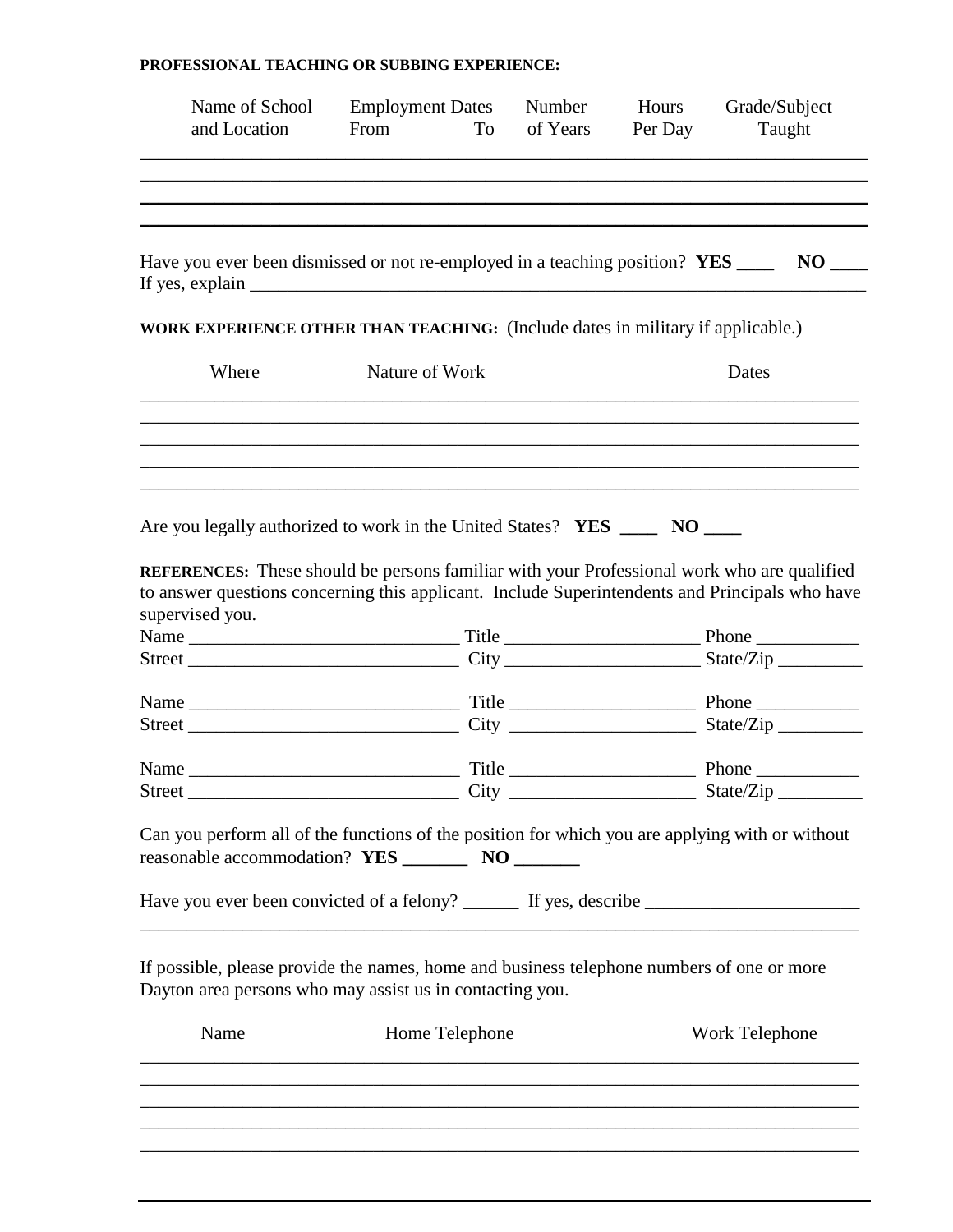**PROFESSIONAL TEACHING OR SUBBING EXPERIENCE:**

| Name of School and Location | Employment Dates From | To | Number of Years | Hours Per Day | Grade/Subject Taught |
|---|---|---|---|---|---|
| | | | | | |
| | | | | | |
| | | | | | |
| | | | | | |

Have you ever been dismissed or not re-employed in a teaching position? **YES ____ NO ____**
If yes, explain ___________________________________________________________________

**WORK EXPERIENCE OTHER THAN TEACHING:** (Include dates in military if applicable.)

| Where | Nature of Work | Dates |
|---|---|---|
| | | |
| | | |
| | | |
| | | |
| | | |

Are you legally authorized to work in the United States? **YES ____ NO ____**

**REFERENCES:** These should be persons familiar with your Professional work who are qualified to answer questions concerning this applicant. Include Superintendents and Principals who have supervised you.

Name ____________________________ Title ____________________ Phone ___________
Street ____________________________ City ____________________ State/Zip _________

Name ____________________________ Title ____________________ Phone ___________
Street ____________________________ City ____________________ State/Zip _________

Name ____________________________ Title ____________________ Phone ___________
Street ____________________________ City ____________________ State/Zip _________

Can you perform all of the functions of the position for which you are applying with or without reasonable accommodation? **YES _______ NO _______**

Have you ever been convicted of a felony? ______ If yes, describe ______________________
_____________________________________________________________________________

If possible, please provide the names, home and business telephone numbers of one or more Dayton area persons who may assist us in contacting you.

| Name | Home Telephone | Work Telephone |
|---|---|---|
| | | |
| | | |
| | | |
| | | |
| | | |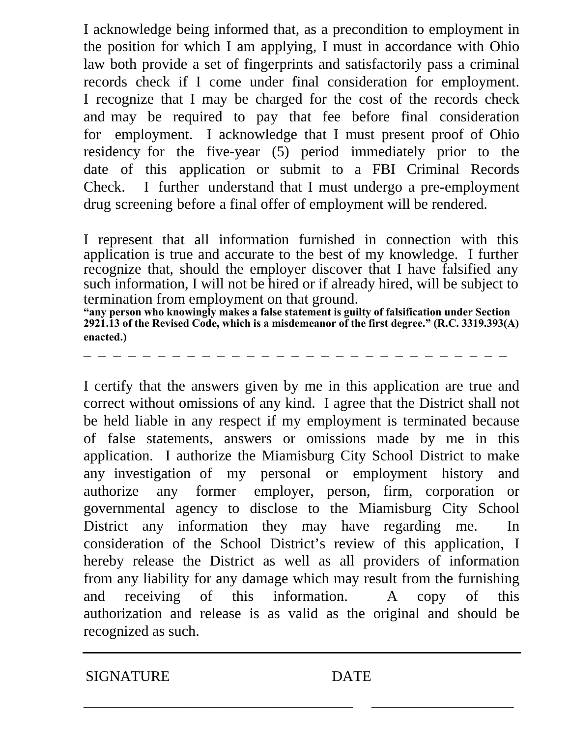I acknowledge being informed that, as a precondition to employment in the position for which I am applying, I must in accordance with Ohio law both provide a set of fingerprints and satisfactorily pass a criminal records check if I come under final consideration for employment. I recognize that I may be charged for the cost of the records check and may be required to pay that fee before final consideration for employment. I acknowledge that I must present proof of Ohio residency for the five-year (5) period immediately prior to the date of this application or submit to a FBI Criminal Records Check. I further understand that I must undergo a pre-employment drug screening before a final offer of employment will be rendered.

I represent that all information furnished in connection with this application is true and accurate to the best of my knowledge. I further recognize that, should the employer discover that I have falsified any such information, I will not be hired or if already hired, will be subject to termination from employment on that ground.

**"any person who knowingly makes a false statement is guilty of falsification under Section 2921.13 of the Revised Code, which is a misdemeanor of the first degree." (R.C. 3319.393(A) enacted.)**

_ _ _ _ _ _ _ _ _ _ _ _ _ _ _ _ _ _ _ _ _ _ _ _ _ _ _ _ _ _ _ _ _

I certify that the answers given by me in this application are true and correct without omissions of any kind. I agree that the District shall not be held liable in any respect if my employment is terminated because of false statements, answers or omissions made by me in this application. I authorize the Miamisburg City School District to make any investigation of my personal or employment history and authorize any former employer, person, firm, corporation or governmental agency to disclose to the Miamisburg City School District any information they may have regarding me. In consideration of the School District's review of this application, I hereby release the District as well as all providers of information from any liability for any damage which may result from the furnishing and receiving of this information. A copy of this authorization and release is as valid as the original and should be recognized as such.

---

SIGNATURE DATE

_____________________________________ ___________________